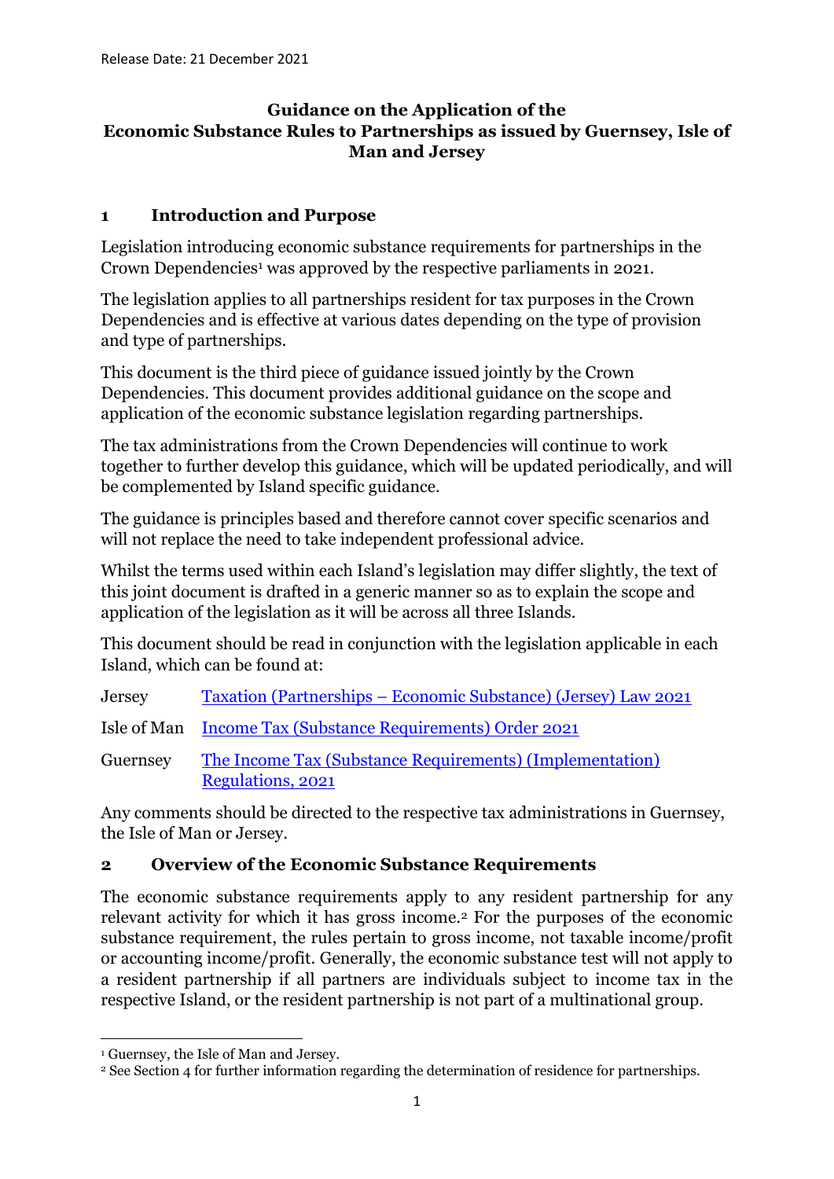Release Date: 21 December 2021

# Guidance on the Application of the Economic Substance Rules to Partnerships as issued by Guernsey, Isle of Man and Jersey

## 1 Introduction and Purpose

Legislation introducing economic substance requirements for partnerships in the Crown Dependencies[1] was approved by the respective parliaments in 2021.

The legislation applies to all partnerships resident for tax purposes in the Crown Dependencies and is effective at various dates depending on the type of provision and type of partnerships.

This document is the third piece of guidance issued jointly by the Crown Dependencies. This document provides additional guidance on the scope and application of the economic substance legislation regarding partnerships.

The tax administrations from the Crown Dependencies will continue to work together to further develop this guidance, which will be updated periodically, and will be complemented by Island specific guidance.

The guidance is principles based and therefore cannot cover specific scenarios and will not replace the need to take independent professional advice.

Whilst the terms used within each Island's legislation may differ slightly, the text of this joint document is drafted in a generic manner so as to explain the scope and application of the legislation as it will be across all three Islands.

This document should be read in conjunction with the legislation applicable in each Island, which can be found at:

| | |
|---|---|
| Jersey | Taxation (Partnerships – Economic Substance) (Jersey) Law 2021 |
| Isle of Man | Income Tax (Substance Requirements) Order 2021 |
| Guernsey | The Income Tax (Substance Requirements) (Implementation) Regulations, 2021 |

Any comments should be directed to the respective tax administrations in Guernsey, the Isle of Man or Jersey.

## 2 Overview of the Economic Substance Requirements

The economic substance requirements apply to any resident partnership for any relevant activity for which it has gross income.[2] For the purposes of the economic substance requirement, the rules pertain to gross income, not taxable income/profit or accounting income/profit. Generally, the economic substance test will not apply to a resident partnership if all partners are individuals subject to income tax in the respective Island, or the resident partnership is not part of a multinational group.

[1] Guernsey, the Isle of Man and Jersey.

[2] See Section 4 for further information regarding the determination of residence for partnerships.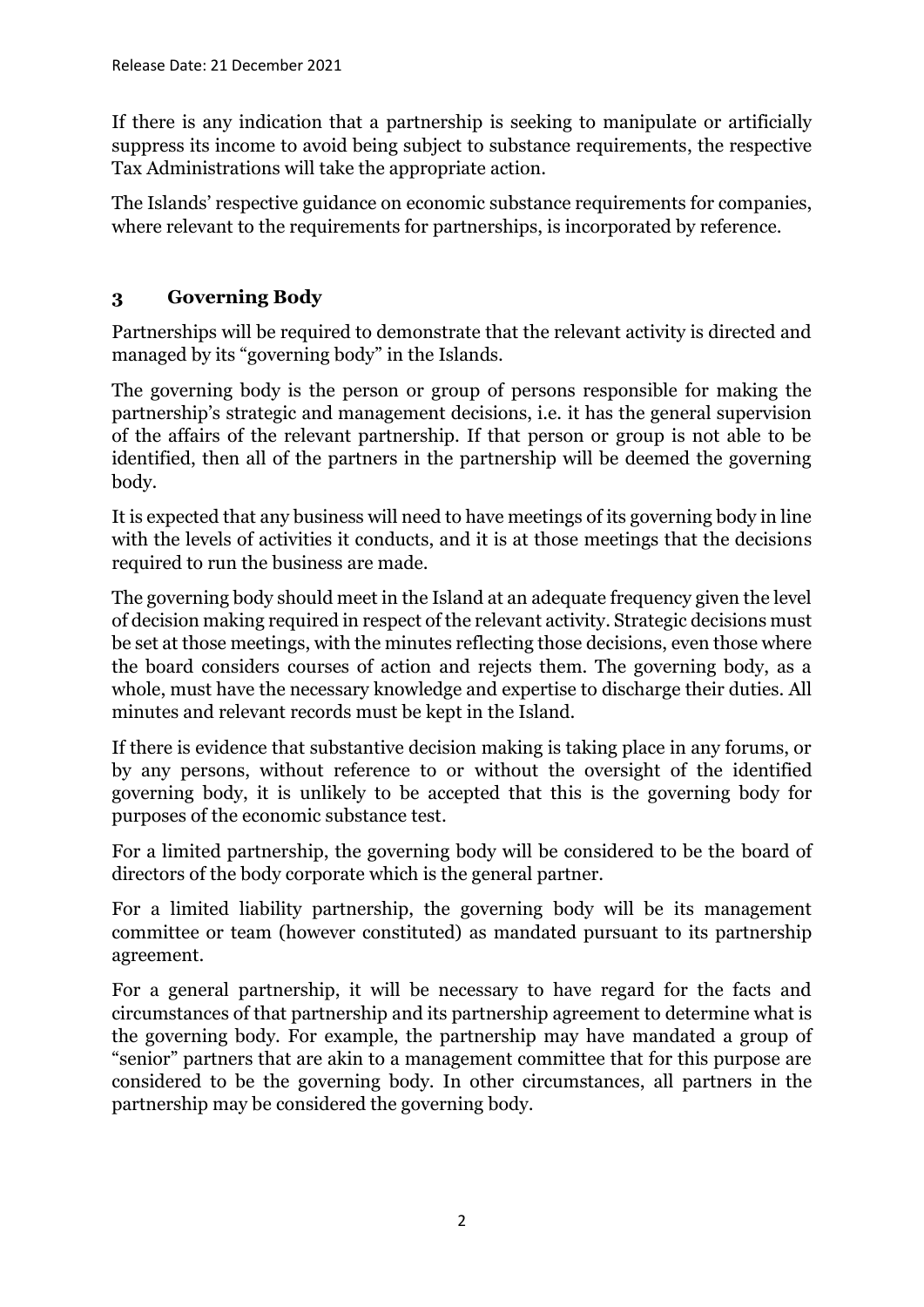If there is any indication that a partnership is seeking to manipulate or artificially suppress its income to avoid being subject to substance requirements, the respective Tax Administrations will take the appropriate action.

The Islands' respective guidance on economic substance requirements for companies, where relevant to the requirements for partnerships, is incorporated by reference.

## 3 Governing Body

Partnerships will be required to demonstrate that the relevant activity is directed and managed by its "governing body" in the Islands.

The governing body is the person or group of persons responsible for making the partnership's strategic and management decisions, i.e. it has the general supervision of the affairs of the relevant partnership. If that person or group is not able to be identified, then all of the partners in the partnership will be deemed the governing body.

It is expected that any business will need to have meetings of its governing body in line with the levels of activities it conducts, and it is at those meetings that the decisions required to run the business are made.

The governing body should meet in the Island at an adequate frequency given the level of decision making required in respect of the relevant activity. Strategic decisions must be set at those meetings, with the minutes reflecting those decisions, even those where the board considers courses of action and rejects them. The governing body, as a whole, must have the necessary knowledge and expertise to discharge their duties. All minutes and relevant records must be kept in the Island.

If there is evidence that substantive decision making is taking place in any forums, or by any persons, without reference to or without the oversight of the identified governing body, it is unlikely to be accepted that this is the governing body for purposes of the economic substance test.

For a limited partnership, the governing body will be considered to be the board of directors of the body corporate which is the general partner.

For a limited liability partnership, the governing body will be its management committee or team (however constituted) as mandated pursuant to its partnership agreement.

For a general partnership, it will be necessary to have regard for the facts and circumstances of that partnership and its partnership agreement to determine what is the governing body. For example, the partnership may have mandated a group of "senior" partners that are akin to a management committee that for this purpose are considered to be the governing body. In other circumstances, all partners in the partnership may be considered the governing body.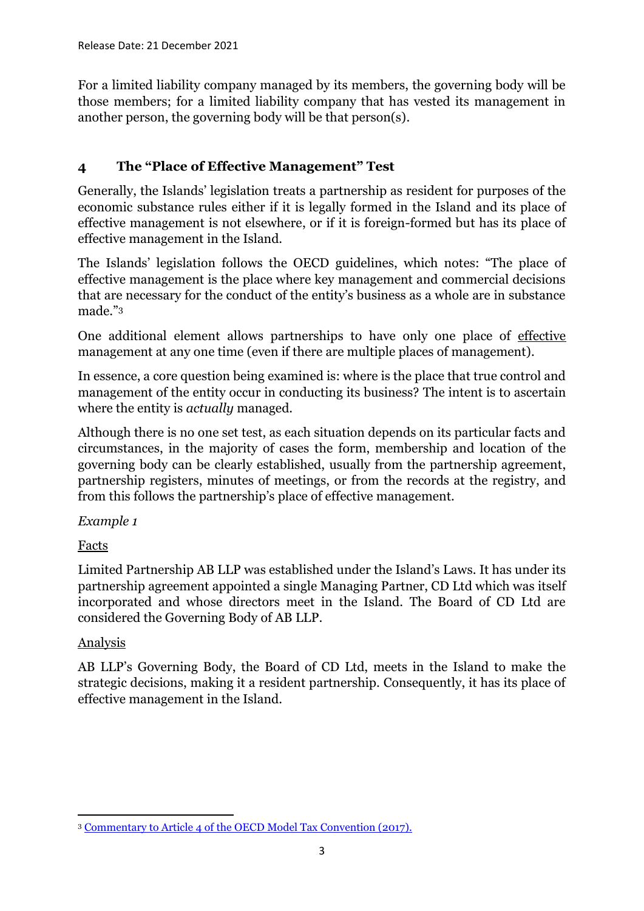Release Date: 21 December 2021

For a limited liability company managed by its members, the governing body will be those members; for a limited liability company that has vested its management in another person, the governing body will be that person(s).

## 4 The "Place of Effective Management" Test

Generally, the Islands' legislation treats a partnership as resident for purposes of the economic substance rules either if it is legally formed in the Island and its place of effective management is not elsewhere, or if it is foreign-formed but has its place of effective management in the Island.

The Islands' legislation follows the OECD guidelines, which notes: "The place of effective management is the place where key management and commercial decisions that are necessary for the conduct of the entity's business as a whole are in substance made."[3]

One additional element allows partnerships to have only one place of <u>effective</u> management at any one time (even if there are multiple places of management).

In essence, a core question being examined is: where is the place that true control and management of the entity occur in conducting its business? The intent is to ascertain where the entity is *actually* managed.

Although there is no one set test, as each situation depends on its particular facts and circumstances, in the majority of cases the form, membership and location of the governing body can be clearly established, usually from the partnership agreement, partnership registers, minutes of meetings, or from the records at the registry, and from this follows the partnership's place of effective management.

*Example 1*

<u>Facts</u>

Limited Partnership AB LLP was established under the Island's Laws. It has under its partnership agreement appointed a single Managing Partner, CD Ltd which was itself incorporated and whose directors meet in the Island. The Board of CD Ltd are considered the Governing Body of AB LLP.

<u>Analysis</u>

AB LLP's Governing Body, the Board of CD Ltd, meets in the Island to make the strategic decisions, making it a resident partnership. Consequently, it has its place of effective management in the Island.

[3] Commentary to Article 4 of the OECD Model Tax Convention (2017).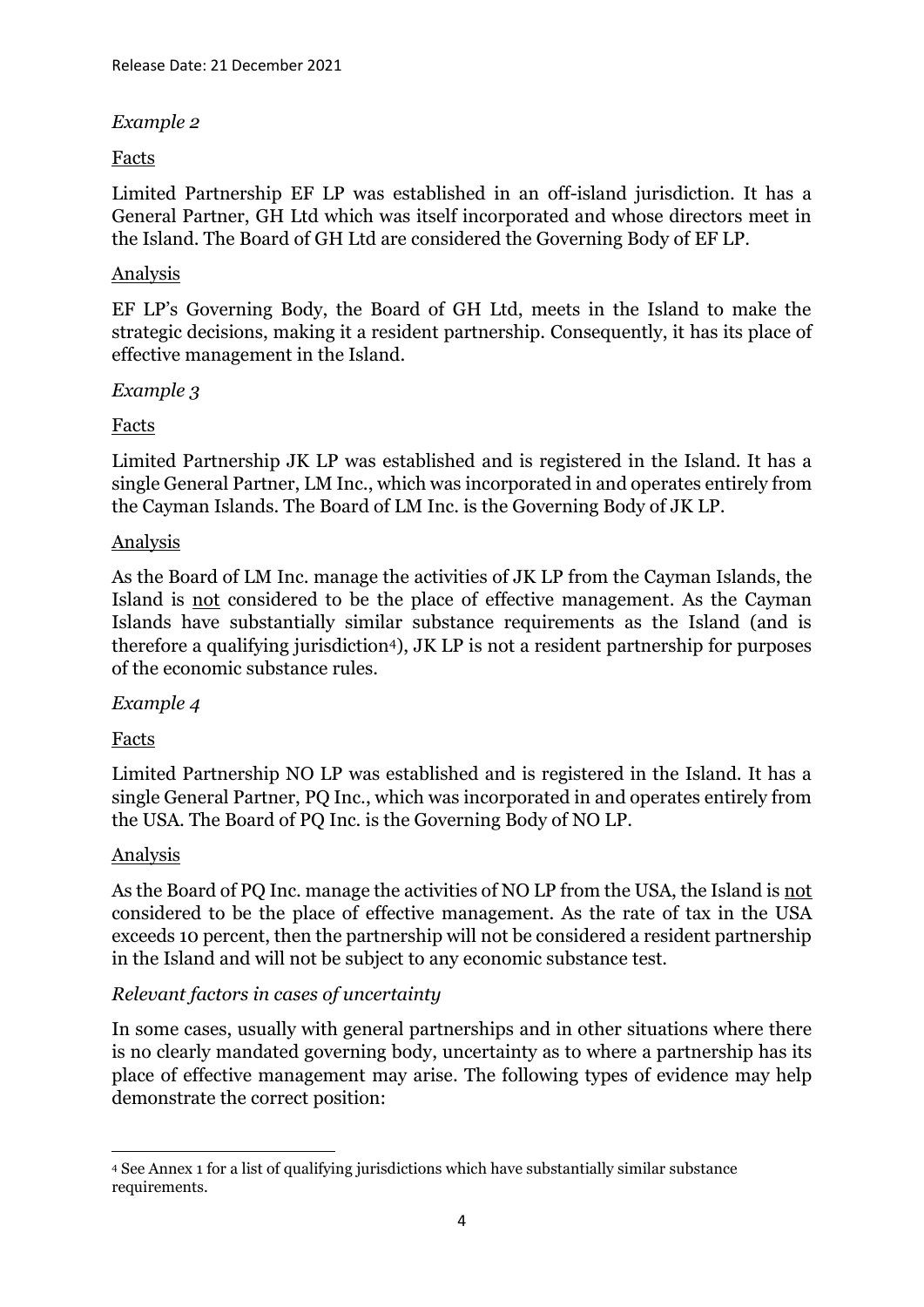*Example 2*

<u>Facts</u>

Limited Partnership EF LP was established in an off-island jurisdiction. It has a General Partner, GH Ltd which was itself incorporated and whose directors meet in the Island. The Board of GH Ltd are considered the Governing Body of EF LP.

<u>Analysis</u>

EF LP's Governing Body, the Board of GH Ltd, meets in the Island to make the strategic decisions, making it a resident partnership. Consequently, it has its place of effective management in the Island.

*Example 3*

<u>Facts</u>

Limited Partnership JK LP was established and is registered in the Island. It has a single General Partner, LM Inc., which was incorporated in and operates entirely from the Cayman Islands. The Board of LM Inc. is the Governing Body of JK LP.

<u>Analysis</u>

As the Board of LM Inc. manage the activities of JK LP from the Cayman Islands, the Island is <u>not</u> considered to be the place of effective management. As the Cayman Islands have substantially similar substance requirements as the Island (and is therefore a qualifying jurisdiction[4]), JK LP is not a resident partnership for purposes of the economic substance rules.

*Example 4*

<u>Facts</u>

Limited Partnership NO LP was established and is registered in the Island. It has a single General Partner, PQ Inc., which was incorporated in and operates entirely from the USA. The Board of PQ Inc. is the Governing Body of NO LP.

<u>Analysis</u>

As the Board of PQ Inc. manage the activities of NO LP from the USA, the Island is <u>not</u> considered to be the place of effective management. As the rate of tax in the USA exceeds 10 percent, then the partnership will not be considered a resident partnership in the Island and will not be subject to any economic substance test.

*Relevant factors in cases of uncertainty*

In some cases, usually with general partnerships and in other situations where there is no clearly mandated governing body, uncertainty as to where a partnership has its place of effective management may arise. The following types of evidence may help demonstrate the correct position:

---

[4] See Annex 1 for a list of qualifying jurisdictions which have substantially similar substance requirements.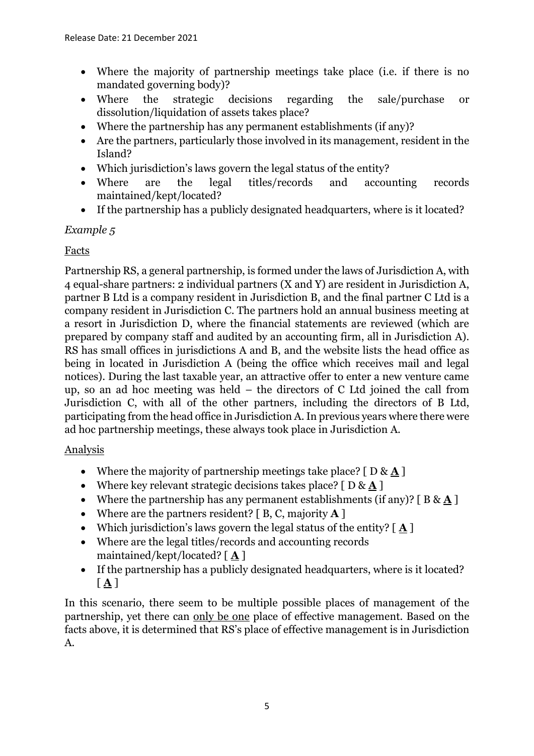- Where the majority of partnership meetings take place (i.e. if there is no mandated governing body)?
- Where the strategic decisions regarding the sale/purchase or dissolution/liquidation of assets takes place?
- Where the partnership has any permanent establishments (if any)?
- Are the partners, particularly those involved in its management, resident in the Island?
- Which jurisdiction's laws govern the legal status of the entity?
- Where are the legal titles/records and accounting records maintained/kept/located?
- If the partnership has a publicly designated headquarters, where is it located?

*Example 5*

Facts

Partnership RS, a general partnership, is formed under the laws of Jurisdiction A, with 4 equal-share partners: 2 individual partners (X and Y) are resident in Jurisdiction A, partner B Ltd is a company resident in Jurisdiction B, and the final partner C Ltd is a company resident in Jurisdiction C. The partners hold an annual business meeting at a resort in Jurisdiction D, where the financial statements are reviewed (which are prepared by company staff and audited by an accounting firm, all in Jurisdiction A). RS has small offices in jurisdictions A and B, and the website lists the head office as being in located in Jurisdiction A (being the office which receives mail and legal notices). During the last taxable year, an attractive offer to enter a new venture came up, so an ad hoc meeting was held – the directors of C Ltd joined the call from Jurisdiction C, with all of the other partners, including the directors of B Ltd, participating from the head office in Jurisdiction A. In previous years where there were ad hoc partnership meetings, these always took place in Jurisdiction A.

Analysis

- Where the majority of partnership meetings take place? [ D & **A** ]
- Where key relevant strategic decisions takes place? [ D & **A** ]
- Where the partnership has any permanent establishments (if any)? [ B & **A** ]
- Where are the partners resident? [ B, C, majority **A** ]
- Which jurisdiction's laws govern the legal status of the entity? [ **A** ]
- Where are the legal titles/records and accounting records maintained/kept/located? [ **A** ]
- If the partnership has a publicly designated headquarters, where is it located? [ **A** ]

In this scenario, there seem to be multiple possible places of management of the partnership, yet there can only be one place of effective management. Based on the facts above, it is determined that RS's place of effective management is in Jurisdiction A.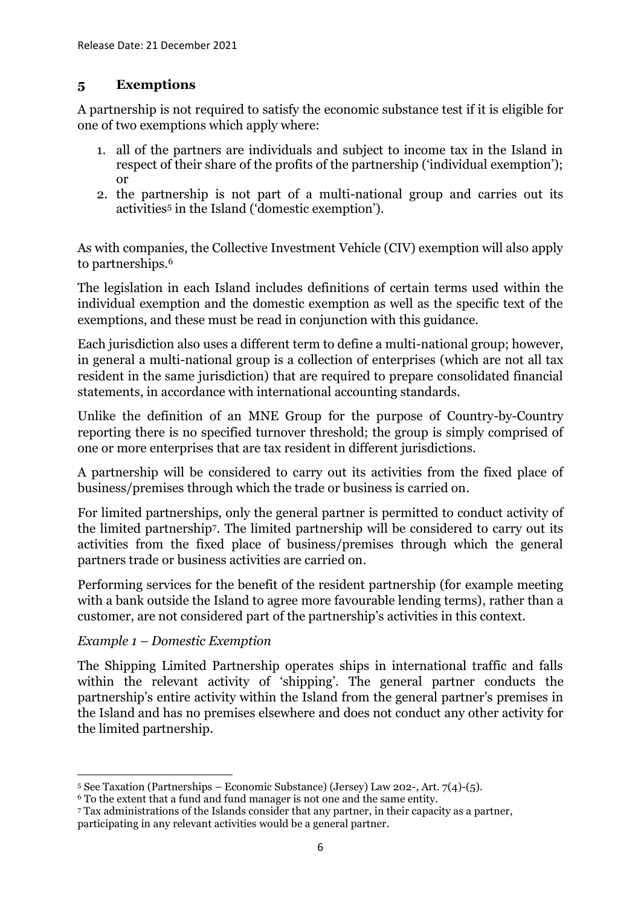## 5 Exemptions

A partnership is not required to satisfy the economic substance test if it is eligible for one of two exemptions which apply where:

1. all of the partners are individuals and subject to income tax in the Island in respect of their share of the profits of the partnership ('individual exemption'); or
2. the partnership is not part of a multi-national group and carries out its activities[5] in the Island ('domestic exemption').

As with companies, the Collective Investment Vehicle (CIV) exemption will also apply to partnerships.[6]

The legislation in each Island includes definitions of certain terms used within the individual exemption and the domestic exemption as well as the specific text of the exemptions, and these must be read in conjunction with this guidance.

Each jurisdiction also uses a different term to define a multi-national group; however, in general a multi-national group is a collection of enterprises (which are not all tax resident in the same jurisdiction) that are required to prepare consolidated financial statements, in accordance with international accounting standards.

Unlike the definition of an MNE Group for the purpose of Country-by-Country reporting there is no specified turnover threshold; the group is simply comprised of one or more enterprises that are tax resident in different jurisdictions.

A partnership will be considered to carry out its activities from the fixed place of business/premises through which the trade or business is carried on.

For limited partnerships, only the general partner is permitted to conduct activity of the limited partnership[7]. The limited partnership will be considered to carry out its activities from the fixed place of business/premises through which the general partners trade or business activities are carried on.

Performing services for the benefit of the resident partnership (for example meeting with a bank outside the Island to agree more favourable lending terms), rather than a customer, are not considered part of the partnership's activities in this context.

*Example 1 – Domestic Exemption*

The Shipping Limited Partnership operates ships in international traffic and falls within the relevant activity of 'shipping'. The general partner conducts the partnership's entire activity within the Island from the general partner's premises in the Island and has no premises elsewhere and does not conduct any other activity for the limited partnership.

---

[5] See Taxation (Partnerships – Economic Substance) (Jersey) Law 202-, Art. 7(4)-(5).

[6] To the extent that a fund and fund manager is not one and the same entity.

[7] Tax administrations of the Islands consider that any partner, in their capacity as a partner, participating in any relevant activities would be a general partner.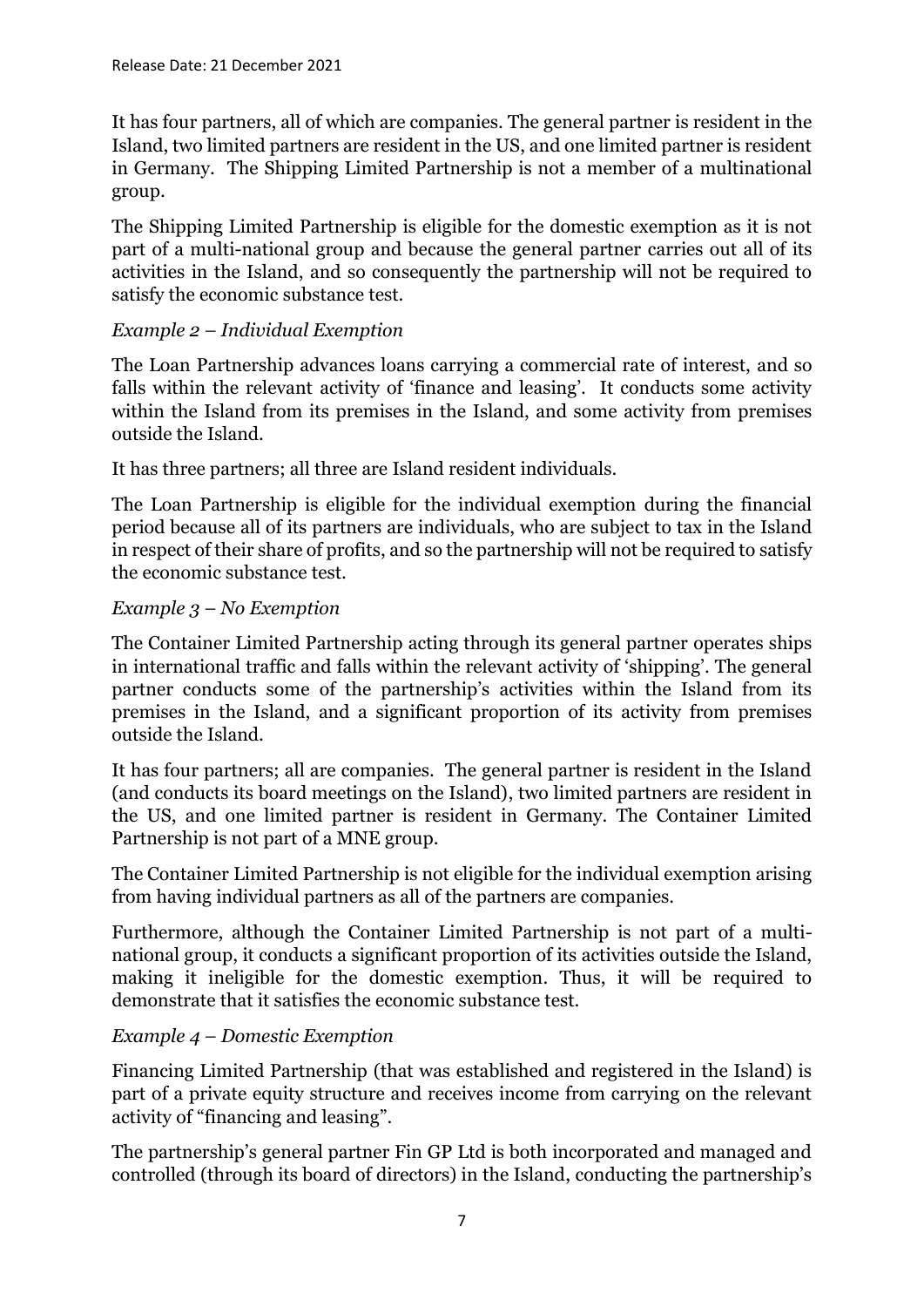It has four partners, all of which are companies. The general partner is resident in the Island, two limited partners are resident in the US, and one limited partner is resident in Germany. The Shipping Limited Partnership is not a member of a multinational group.

The Shipping Limited Partnership is eligible for the domestic exemption as it is not part of a multi-national group and because the general partner carries out all of its activities in the Island, and so consequently the partnership will not be required to satisfy the economic substance test.

*Example 2 – Individual Exemption*

The Loan Partnership advances loans carrying a commercial rate of interest, and so falls within the relevant activity of 'finance and leasing'. It conducts some activity within the Island from its premises in the Island, and some activity from premises outside the Island.

It has three partners; all three are Island resident individuals.

The Loan Partnership is eligible for the individual exemption during the financial period because all of its partners are individuals, who are subject to tax in the Island in respect of their share of profits, and so the partnership will not be required to satisfy the economic substance test.

*Example 3 – No Exemption*

The Container Limited Partnership acting through its general partner operates ships in international traffic and falls within the relevant activity of 'shipping'. The general partner conducts some of the partnership's activities within the Island from its premises in the Island, and a significant proportion of its activity from premises outside the Island.

It has four partners; all are companies. The general partner is resident in the Island (and conducts its board meetings on the Island), two limited partners are resident in the US, and one limited partner is resident in Germany. The Container Limited Partnership is not part of a MNE group.

The Container Limited Partnership is not eligible for the individual exemption arising from having individual partners as all of the partners are companies.

Furthermore, although the Container Limited Partnership is not part of a multi-national group, it conducts a significant proportion of its activities outside the Island, making it ineligible for the domestic exemption. Thus, it will be required to demonstrate that it satisfies the economic substance test.

*Example 4 – Domestic Exemption*

Financing Limited Partnership (that was established and registered in the Island) is part of a private equity structure and receives income from carrying on the relevant activity of "financing and leasing".

The partnership's general partner Fin GP Ltd is both incorporated and managed and controlled (through its board of directors) in the Island, conducting the partnership's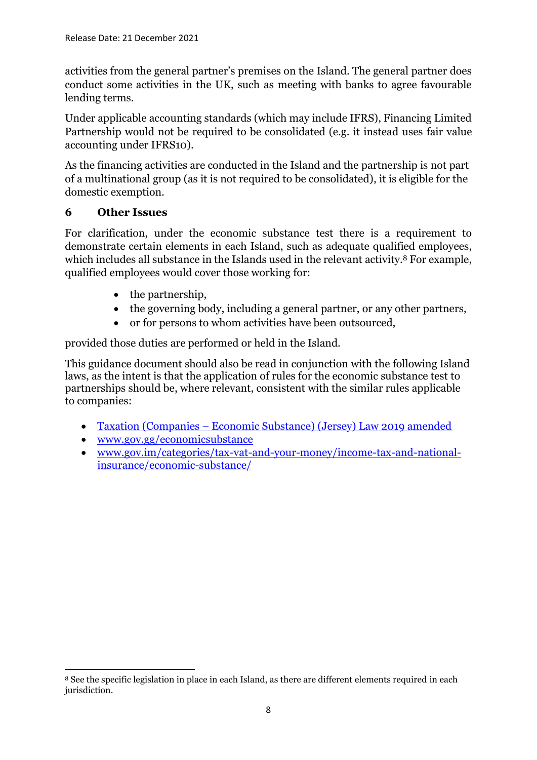activities from the general partner's premises on the Island. The general partner does conduct some activities in the UK, such as meeting with banks to agree favourable lending terms.

Under applicable accounting standards (which may include IFRS), Financing Limited Partnership would not be required to be consolidated (e.g. it instead uses fair value accounting under IFRS10).

As the financing activities are conducted in the Island and the partnership is not part of a multinational group (as it is not required to be consolidated), it is eligible for the domestic exemption.

## 6 Other Issues

For clarification, under the economic substance test there is a requirement to demonstrate certain elements in each Island, such as adequate qualified employees, which includes all substance in the Islands used in the relevant activity.[8] For example, qualified employees would cover those working for:

- the partnership,
- the governing body, including a general partner, or any other partners,
- or for persons to whom activities have been outsourced,

provided those duties are performed or held in the Island.

This guidance document should also be read in conjunction with the following Island laws, as the intent is that the application of rules for the economic substance test to partnerships should be, where relevant, consistent with the similar rules applicable to companies:

- Taxation (Companies – Economic Substance) (Jersey) Law 2019 amended
- www.gov.gg/economicsubstance
- www.gov.im/categories/tax-vat-and-your-money/income-tax-and-national-insurance/economic-substance/

[8] See the specific legislation in place in each Island, as there are different elements required in each jurisdiction.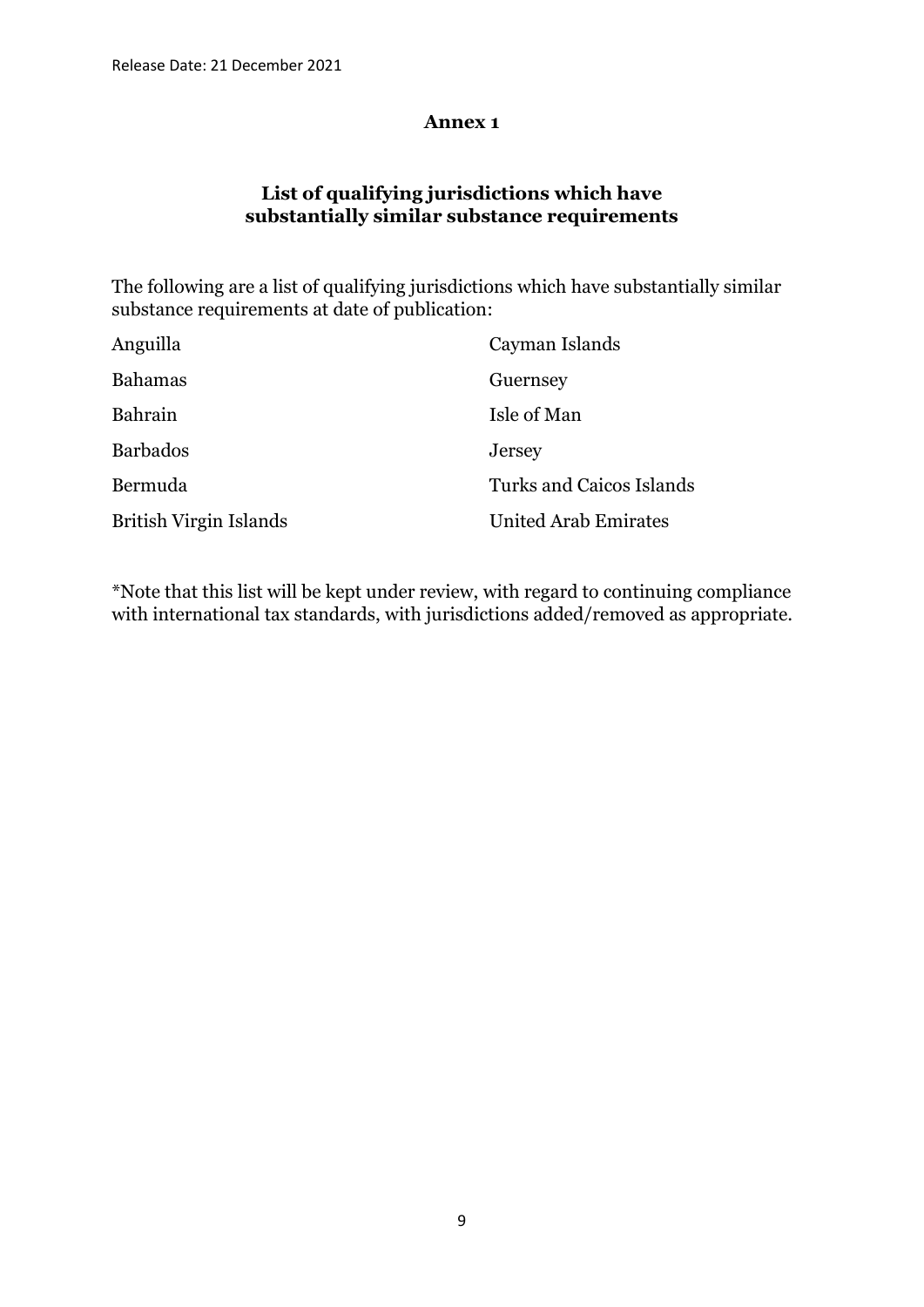Release Date: 21 December 2021

## Annex 1

### List of qualifying jurisdictions which have substantially similar substance requirements

The following are a list of qualifying jurisdictions which have substantially similar substance requirements at date of publication:

| | |
|---|---|
| Anguilla | Cayman Islands |
| Bahamas | Guernsey |
| Bahrain | Isle of Man |
| Barbados | Jersey |
| Bermuda | Turks and Caicos Islands |
| British Virgin Islands | United Arab Emirates |

*Note that this list will be kept under review, with regard to continuing compliance with international tax standards, with jurisdictions added/removed as appropriate.